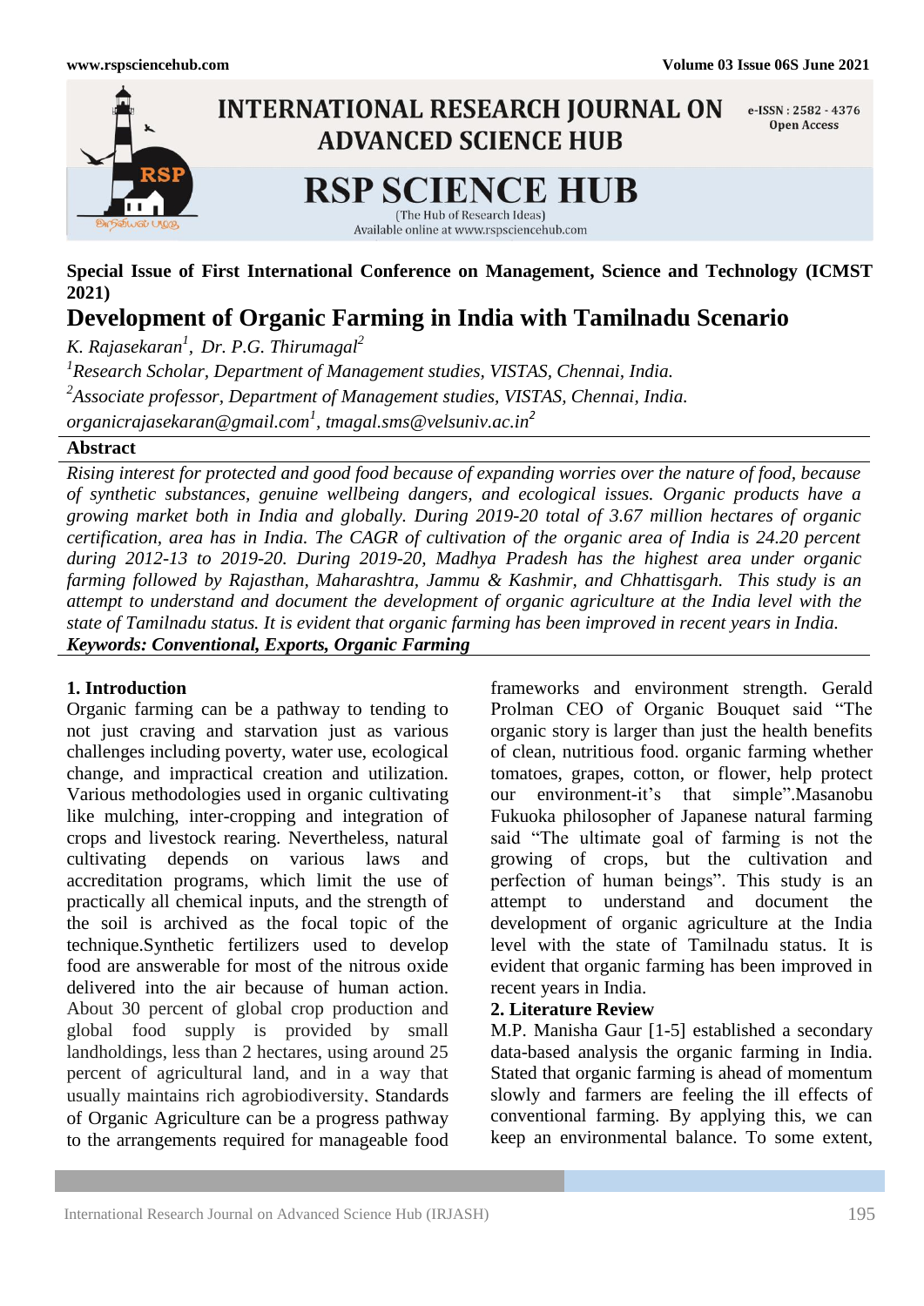Special Issue of First International Conference on Management, Science and Technology (ICMST 2021)

# Development of Organic Farming in India with Tamilnadu Scenario

*K. Rajasekaran[1], Dr. P.G. Thirumagal[2]*

*[1]Research Scholar, Department of Management studies, VISTAS, Chennai, India.*

*[2]Associate professor, Department of Management studies, VISTAS, Chennai, India.*

*organicrajasekaran@gmail.com[1], tmagal.sms@velsuniv.ac.in[2]*

## Abstract

*Rising interest for protected and good food because of expanding worries over the nature of food, because of synthetic substances, genuine wellbeing dangers, and ecological issues. Organic products have a growing market both in India and globally. During 2019-20 total of 3.67 million hectares of organic certification, area has in India. The CAGR of cultivation of the organic area of India is 24.20 percent during 2012-13 to 2019-20. During 2019-20, Madhya Pradesh has the highest area under organic farming followed by Rajasthan, Maharashtra, Jammu & Kashmir, and Chhattisgarh. This study is an attempt to understand and document the development of organic agriculture at the India level with the state of Tamilnadu status. It is evident that organic farming has been improved in recent years in India.*

***Keywords: Conventional, Exports, Organic Farming***

## 1. Introduction

Organic farming can be a pathway to tending to not just craving and starvation just as various challenges including poverty, water use, ecological change, and impractical creation and utilization. Various methodologies used in organic cultivating like mulching, inter-cropping and integration of crops and livestock rearing. Nevertheless, natural cultivating depends on various laws and accreditation programs, which limit the use of practically all chemical inputs, and the strength of the soil is archived as the focal topic of the technique.Synthetic fertilizers used to develop food are answerable for most of the nitrous oxide delivered into the air because of human action. About 30 percent of global crop production and global food supply is provided by small landholdings, less than 2 hectares, using around 25 percent of agricultural land, and in a way that usually maintains rich agrobiodiversity. Standards of Organic Agriculture can be a progress pathway to the arrangements required for manageable food frameworks and environment strength. Gerald Prolman CEO of Organic Bouquet said "The organic story is larger than just the health benefits of clean, nutritious food. organic farming whether tomatoes, grapes, cotton, or flower, help protect our environment-it's that simple".Masanobu Fukuoka philosopher of Japanese natural farming said "The ultimate goal of farming is not the growing of crops, but the cultivation and perfection of human beings". This study is an attempt to understand and document the development of organic agriculture at the India level with the state of Tamilnadu status. It is evident that organic farming has been improved in recent years in India.

## 2. Literature Review

M.P. Manisha Gaur [1-5] established a secondary data-based analysis the organic farming in India. Stated that organic farming is ahead of momentum slowly and farmers are feeling the ill effects of conventional farming. By applying this, we can keep an environmental balance. To some extent,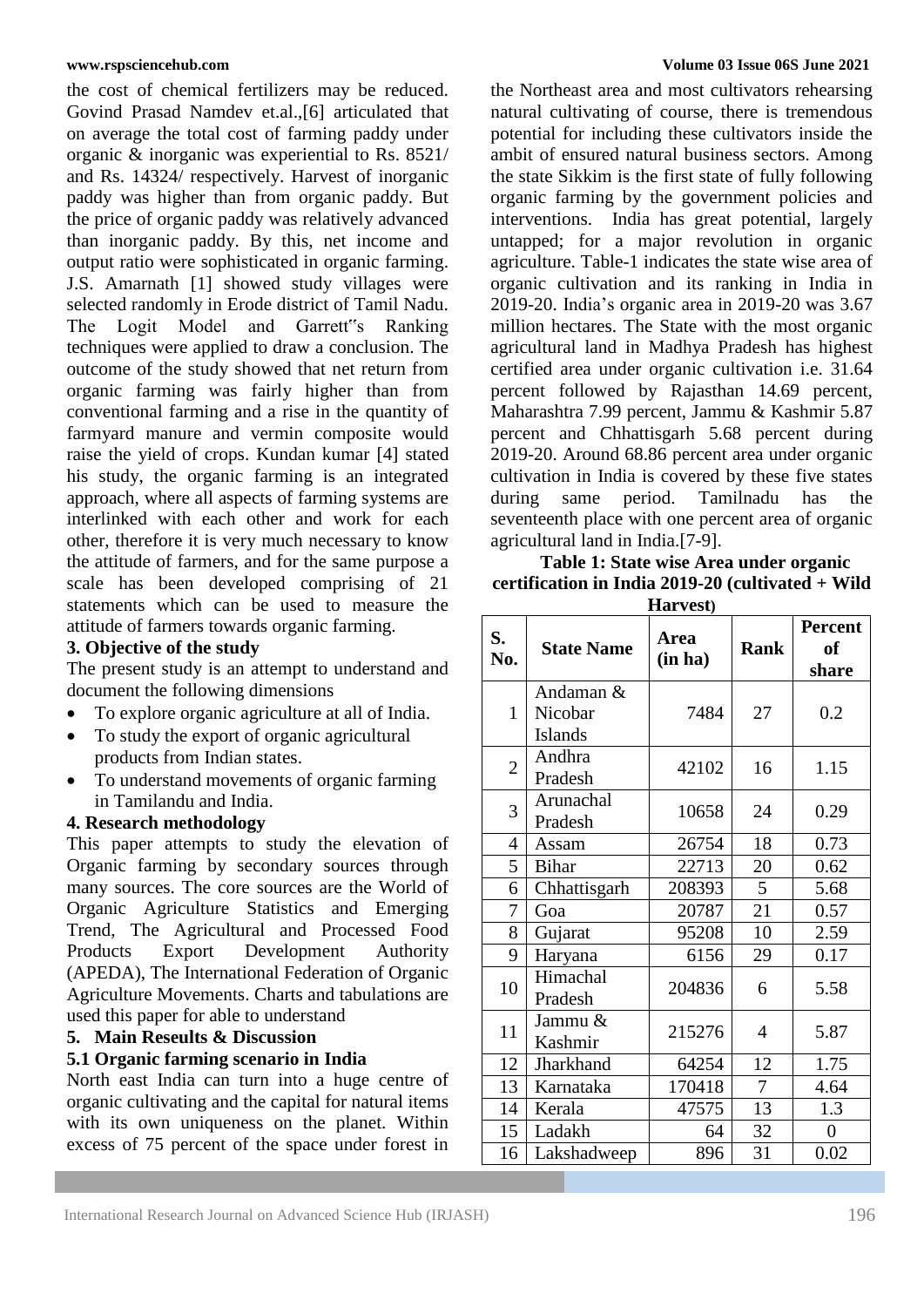the cost of chemical fertilizers may be reduced. Govind Prasad Namdev et.al.,[6] articulated that on average the total cost of farming paddy under organic & inorganic was experiential to Rs. 8521/ and Rs. 14324/ respectively. Harvest of inorganic paddy was higher than from organic paddy. But the price of organic paddy was relatively advanced than inorganic paddy. By this, net income and output ratio were sophisticated in organic farming. J.S. Amarnath [1] showed study villages were selected randomly in Erode district of Tamil Nadu. The Logit Model and Garrett"s Ranking techniques were applied to draw a conclusion. The outcome of the study showed that net return from organic farming was fairly higher than from conventional farming and a rise in the quantity of farmyard manure and vermin composite would raise the yield of crops. Kundan kumar [4] stated his study, the organic farming is an integrated approach, where all aspects of farming systems are interlinked with each other and work for each other, therefore it is very much necessary to know the attitude of farmers, and for the same purpose a scale has been developed comprising of 21 statements which can be used to measure the attitude of farmers towards organic farming.

### 3. Objective of the study

The present study is an attempt to understand and document the following dimensions

- To explore organic agriculture at all of India.
- To study the export of organic agricultural products from Indian states.
- To understand movements of organic farming in Tamilandu and India.

### 4. Research methodology

This paper attempts to study the elevation of Organic farming by secondary sources through many sources. The core sources are the World of Organic Agriculture Statistics and Emerging Trend, The Agricultural and Processed Food Products Export Development Authority (APEDA), The International Federation of Organic Agriculture Movements. Charts and tabulations are used this paper for able to understand

### 5. Main Reseults & Discussion

#### 5.1 Organic farming scenario in India

North east India can turn into a huge centre of organic cultivating and the capital for natural items with its own uniqueness on the planet. Within excess of 75 percent of the space under forest in the Northeast area and most cultivators rehearsing natural cultivating of course, there is tremendous potential for including these cultivators inside the ambit of ensured natural business sectors. Among the state Sikkim is the first state of fully following organic farming by the government policies and interventions. India has great potential, largely untapped; for a major revolution in organic agriculture. Table-1 indicates the state wise area of organic cultivation and its ranking in India in 2019-20. India's organic area in 2019-20 was 3.67 million hectares. The State with the most organic agricultural land in Madhya Pradesh has highest certified area under organic cultivation i.e. 31.64 percent followed by Rajasthan 14.69 percent, Maharashtra 7.99 percent, Jammu & Kashmir 5.87 percent and Chhattisgarh 5.68 percent during 2019-20. Around 68.86 percent area under organic cultivation in India is covered by these five states during same period. Tamilnadu has the seventeenth place with one percent area of organic agricultural land in India.[7-9].

**Table 1: State wise Area under organic certification in India 2019-20 (cultivated + Wild Harvest)**

| S. No. | State Name | Area (in ha) | Rank | Percent of share |
|---|---|---|---|---|
| 1 | Andaman & Nicobar Islands | 7484 | 27 | 0.2 |
| 2 | Andhra Pradesh | 42102 | 16 | 1.15 |
| 3 | Arunachal Pradesh | 10658 | 24 | 0.29 |
| 4 | Assam | 26754 | 18 | 0.73 |
| 5 | Bihar | 22713 | 20 | 0.62 |
| 6 | Chhattisgarh | 208393 | 5 | 5.68 |
| 7 | Goa | 20787 | 21 | 0.57 |
| 8 | Gujarat | 95208 | 10 | 2.59 |
| 9 | Haryana | 6156 | 29 | 0.17 |
| 10 | Himachal Pradesh | 204836 | 6 | 5.58 |
| 11 | Jammu & Kashmir | 215276 | 4 | 5.87 |
| 12 | Jharkhand | 64254 | 12 | 1.75 |
| 13 | Karnataka | 170418 | 7 | 4.64 |
| 14 | Kerala | 47575 | 13 | 1.3 |
| 15 | Ladakh | 64 | 32 | 0 |
| 16 | Lakshadweep | 896 | 31 | 0.02 |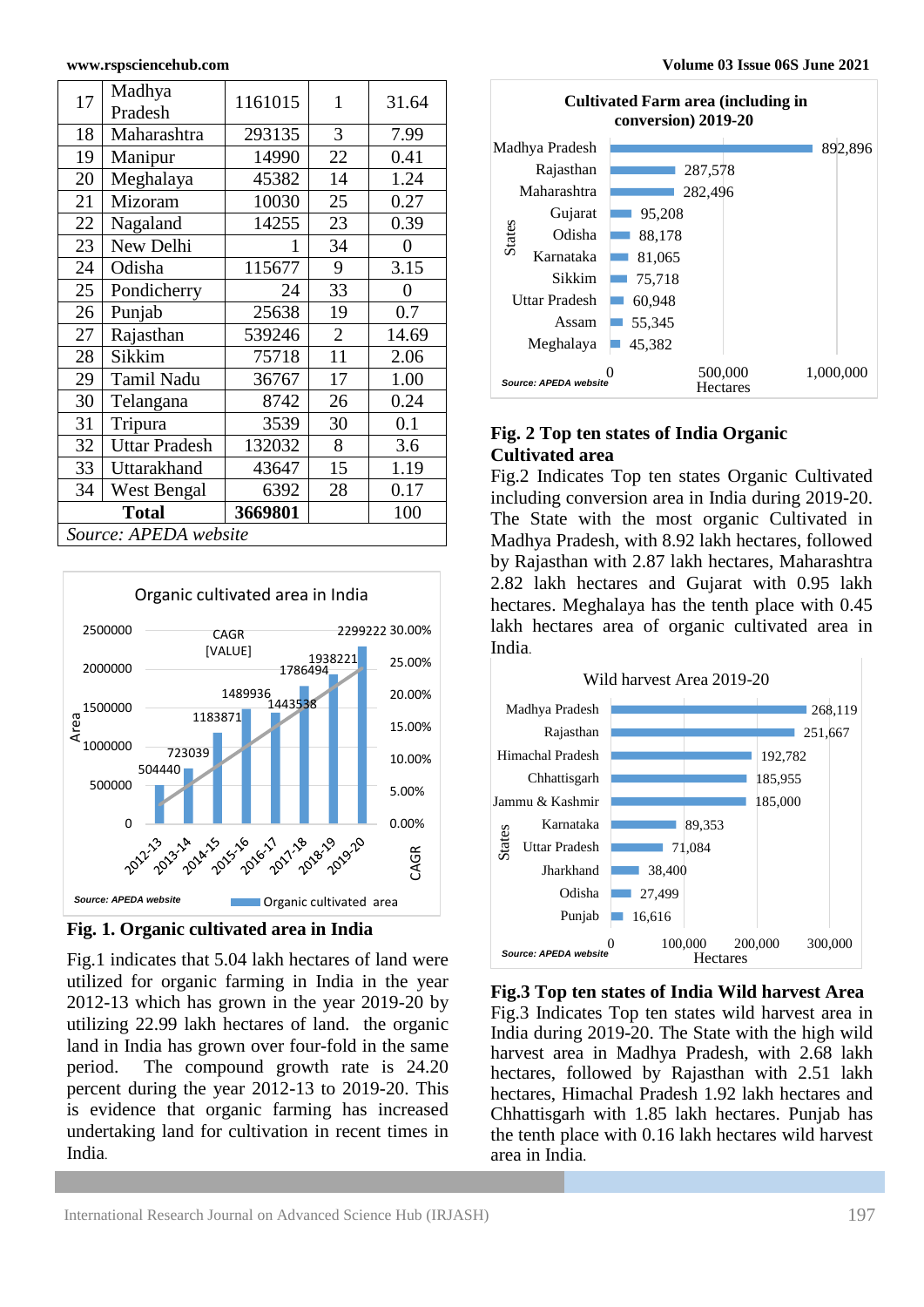| 17 | Madhya Pradesh | 1161015 | 1 | 31.64 |
|---|---|---|---|---|
| 18 | Maharashtra | 293135 | 3 | 7.99 |
| 19 | Manipur | 14990 | 22 | 0.41 |
| 20 | Meghalaya | 45382 | 14 | 1.24 |
| 21 | Mizoram | 10030 | 25 | 0.27 |
| 22 | Nagaland | 14255 | 23 | 0.39 |
| 23 | New Delhi | 1 | 34 | 0 |
| 24 | Odisha | 115677 | 9 | 3.15 |
| 25 | Pondicherry | 24 | 33 | 0 |
| 26 | Punjab | 25638 | 19 | 0.7 |
| 27 | Rajasthan | 539246 | 2 | 14.69 |
| 28 | Sikkim | 75718 | 11 | 2.06 |
| 29 | Tamil Nadu | 36767 | 17 | 1.00 |
| 30 | Telangana | 8742 | 26 | 0.24 |
| 31 | Tripura | 3539 | 30 | 0.1 |
| 32 | Uttar Pradesh | 132032 | 8 | 3.6 |
| 33 | Uttarakhand | 43647 | 15 | 1.19 |
| 34 | West Bengal | 6392 | 28 | 0.17 |
| **Total** | | **3669801** | | 100 |

*Source: APEDA website*

**Fig. 1. Organic cultivated area in India**

Fig.1 indicates that 5.04 lakh hectares of land were utilized for organic farming in India in the year 2012-13 which has grown in the year 2019-20 by utilizing 22.99 lakh hectares of land. the organic land in India has grown over four-fold in the same period. The compound growth rate is 24.20 percent during the year 2012-13 to 2019-20. This is evidence that organic farming has increased undertaking land for cultivation in recent times in India.

**Fig. 2 Top ten states of India Organic Cultivated area**

Fig.2 Indicates Top ten states Organic Cultivated including conversion area in India during 2019-20. The State with the most organic Cultivated in Madhya Pradesh, with 8.92 lakh hectares, followed by Rajasthan with 2.87 lakh hectares, Maharashtra 2.82 lakh hectares and Gujarat with 0.95 lakh hectares. Meghalaya has the tenth place with 0.45 lakh hectares area of organic cultivated area in India.

**Fig.3 Top ten states of India Wild harvest Area**

Fig.3 Indicates Top ten states wild harvest area in India during 2019-20. The State with the high wild harvest area in Madhya Pradesh, with 2.68 lakh hectares, followed by Rajasthan with 2.51 lakh hectares, Himachal Pradesh 1.92 lakh hectares and Chhattisgarh with 1.85 lakh hectares. Punjab has the tenth place with 0.16 lakh hectares wild harvest area in India.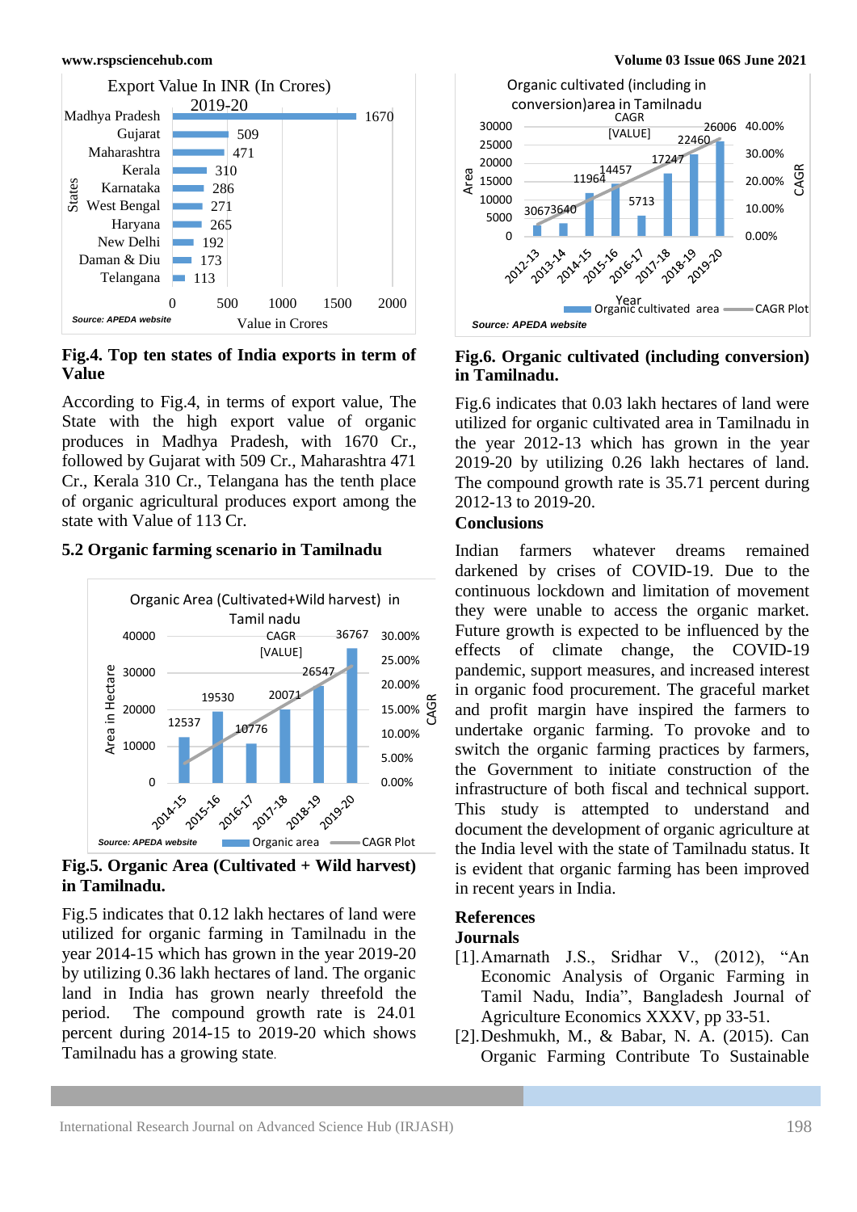Export Value In INR (In Crores) 2019-20

| States | Value in Crores |
|---|---|
| Madhya Pradesh | 1670 |
| Gujarat | 509 |
| Maharashtra | 471 |
| Kerala | 310 |
| Karnataka | 286 |
| West Bengal | 271 |
| Haryana | 265 |
| New Delhi | 192 |
| Daman & Diu | 173 |
| Telangana | 113 |

Source: APEDA website

**Fig.4. Top ten states of India exports in term of Value**

According to Fig.4, in terms of export value, The State with the high export value of organic produces in Madhya Pradesh, with 1670 Cr., followed by Gujarat with 509 Cr., Maharashtra 471 Cr., Kerala 310 Cr., Telangana has the tenth place of organic agricultural produces export among the state with Value of 113 Cr.

## 5.2 Organic farming scenario in Tamilnadu

Organic Area (Cultivated+Wild harvest) in Tamil nadu

| Year | Area in Hectare |
|---|---|
| 2014-15 | 12537 |
| 2015-16 | 19530 |
| 2016-17 | 10776 |
| 2017-18 | 20071 |
| 2018-19 | 26547 |
| 2019-20 | 36767 |

CAGR [VALUE]

Source: APEDA website

**Fig.5. Organic Area (Cultivated + Wild harvest) in Tamilnadu.**

Fig.5 indicates that 0.12 lakh hectares of land were utilized for organic farming in Tamilnadu in the year 2014-15 which has grown in the year 2019-20 by utilizing 0.36 lakh hectares of land. The organic land in India has grown nearly threefold the period. The compound growth rate is 24.01 percent during 2014-15 to 2019-20 which shows Tamilnadu has a growing state.

Organic cultivated (including in conversion)area in Tamilnadu

| Year | Area |
|---|---|
| 2012-13 | 3067 |
| 2013-14 | 3640 |
| 2014-15 | 11964 |
| 2015-16 | 14457 |
| 2016-17 | 5713 |
| 2017-18 | 17247 |
| 2018-19 | 22460 |
| 2019-20 | 26006 |

CAGR [VALUE]

Source: APEDA website

**Fig.6. Organic cultivated (including conversion) in Tamilnadu.**

Fig.6 indicates that 0.03 lakh hectares of land were utilized for organic cultivated area in Tamilnadu in the year 2012-13 which has grown in the year 2019-20 by utilizing 0.26 lakh hectares of land. The compound growth rate is 35.71 percent during 2012-13 to 2019-20.

## Conclusions

Indian farmers whatever dreams remained darkened by crises of COVID-19. Due to the continuous lockdown and limitation of movement they were unable to access the organic market. Future growth is expected to be influenced by the effects of climate change, the COVID-19 pandemic, support measures, and increased interest in organic food procurement. The graceful market and profit margin have inspired the farmers to undertake organic farming. To provoke and to switch the organic farming practices by farmers, the Government to initiate construction of the infrastructure of both fiscal and technical support. This study is attempted to understand and document the development of organic agriculture at the India level with the state of Tamilnadu status. It is evident that organic farming has been improved in recent years in India.

## References

### Journals

[1]. Amarnath J.S., Sridhar V., (2012), "An Economic Analysis of Organic Farming in Tamil Nadu, India", Bangladesh Journal of Agriculture Economics XXXV, pp 33-51.

[2]. Deshmukh, M., & Babar, N. A. (2015). Can Organic Farming Contribute To Sustainable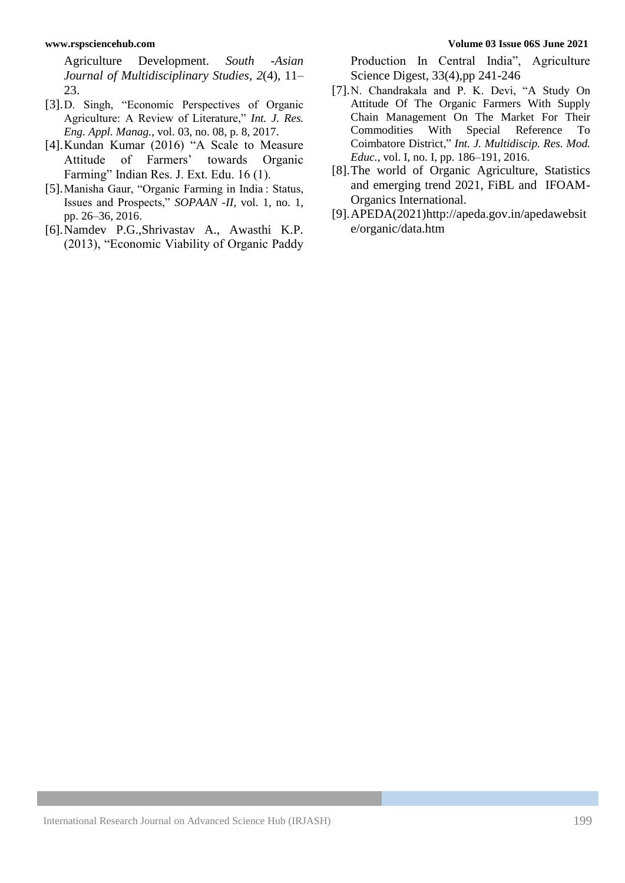Agriculture Development. *South -Asian Journal of Multidisciplinary Studies*, *2*(4), 11–23.

[3]. D. Singh, "Economic Perspectives of Organic Agriculture: A Review of Literature," *Int. J. Res. Eng. Appl. Manag.*, vol. 03, no. 08, p. 8, 2017.

[4]. Kundan Kumar (2016) "A Scale to Measure Attitude of Farmers' towards Organic Farming" Indian Res. J. Ext. Edu. 16 (1).

[5]. Manisha Gaur, "Organic Farming in India : Status, Issues and Prospects," *SOPAAN -II*, vol. 1, no. 1, pp. 26–36, 2016.

[6]. Namdev P.G.,Shrivastav A., Awasthi K.P. (2013), "Economic Viability of Organic Paddy Production In Central India", Agriculture Science Digest, 33(4),pp 241-246

[7]. N. Chandrakala and P. K. Devi, "A Study On Attitude Of The Organic Farmers With Supply Chain Management On The Market For Their Commodities With Special Reference To Coimbatore District," *Int. J. Multidiscip. Res. Mod. Educ.*, vol. I, no. I, pp. 186–191, 2016.

[8]. The world of Organic Agriculture, Statistics and emerging trend 2021, FiBL and IFOAM-Organics International.

[9]. APEDA(2021)http://apeda.gov.in/apedawebsite/organic/data.htm